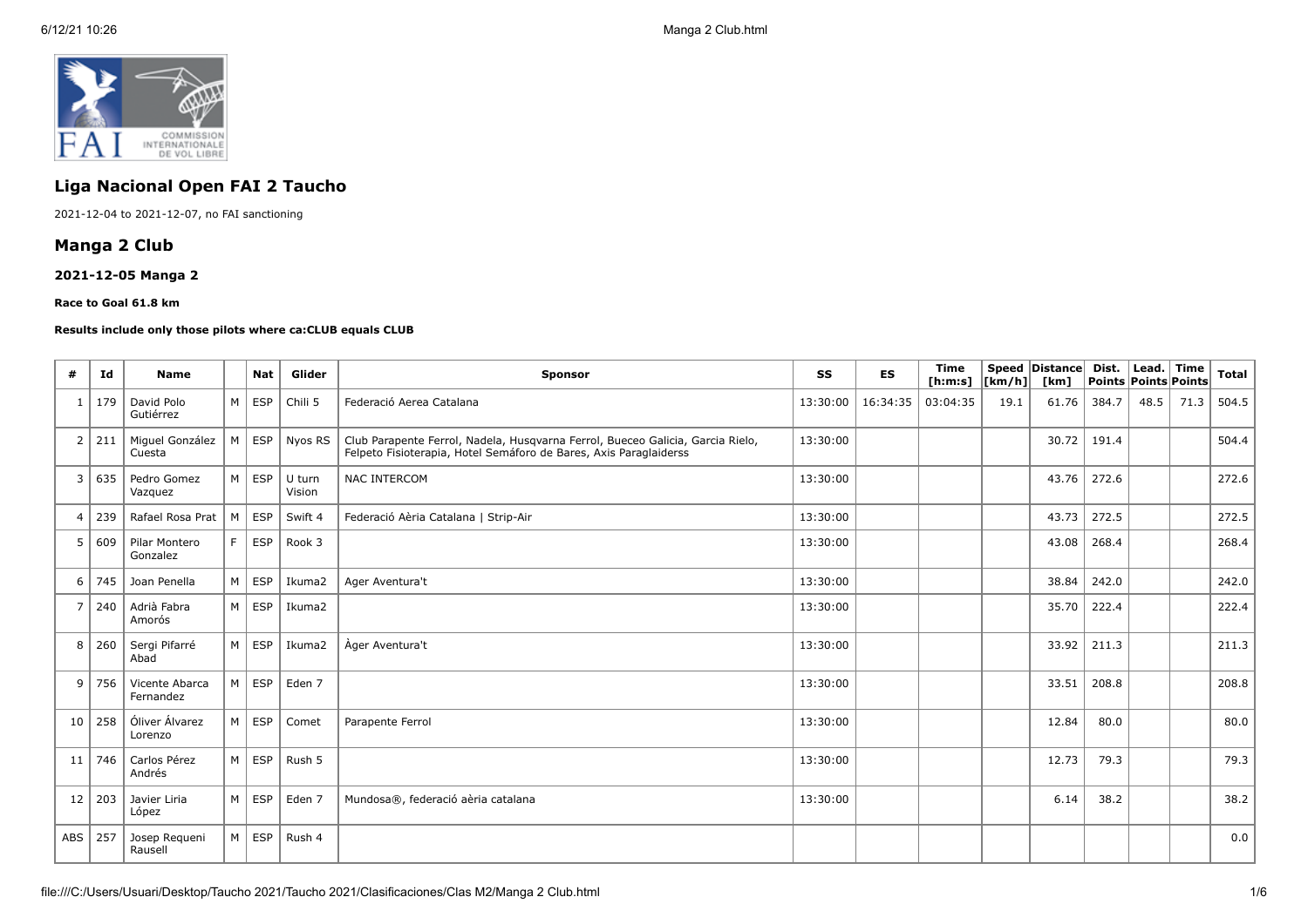# Liga Nacional Open FAI 2 Taucho

2021-12-04 to 2021-12-07, no FAI sanctioning

## Manga 2 Club

### 2021-12-05 Manga 2

**Race to Goal 61.8 km**

**Results include only those pilots where ca:CLUB equals CLUB**

| # | Id | Name | | Nat | Glider | Sponsor | SS | ES | Time [h:m:s] | Speed [km/h] | Distance [km] | Dist. Points | Lead. Points | Time Points | Total |
|---|---|---|---|---|---|---|---|---|---|---|---|---|---|---|---|
| 1 | 179 | David Polo Gutiérrez | M | ESP | Chili 5 | Federació Aerea Catalana | 13:30:00 | 16:34:35 | 03:04:35 | 19.1 | 61.76 | 384.7 | 48.5 | 71.3 | 504.5 |
| 2 | 211 | Miguel González Cuesta | M | ESP | Nyos RS | Club Parapente Ferrol, Nadela, Husqvarna Ferrol, Bueceo Galicia, Garcia Rielo, Felpeto Fisioterapia, Hotel Semáforo de Bares, Axis Paraglaiderss | 13:30:00 | | | | 30.72 | 191.4 | | | 504.4 |
| 3 | 635 | Pedro Gomez Vazquez | M | ESP | U turn Vision | NAC INTERCOM | 13:30:00 | | | | 43.76 | 272.6 | | | 272.6 |
| 4 | 239 | Rafael Rosa Prat | M | ESP | Swift 4 | Federació Aèria Catalana \| Strip-Air | 13:30:00 | | | | 43.73 | 272.5 | | | 272.5 |
| 5 | 609 | Pilar Montero Gonzalez | F | ESP | Rook 3 | | 13:30:00 | | | | 43.08 | 268.4 | | | 268.4 |
| 6 | 745 | Joan Penella | M | ESP | Ikuma2 | Ager Aventura't | 13:30:00 | | | | 38.84 | 242.0 | | | 242.0 |
| 7 | 240 | Adrià Fabra Amorós | M | ESP | Ikuma2 | | 13:30:00 | | | | 35.70 | 222.4 | | | 222.4 |
| 8 | 260 | Sergi Pifarré Abad | M | ESP | Ikuma2 | Àger Aventura't | 13:30:00 | | | | 33.92 | 211.3 | | | 211.3 |
| 9 | 756 | Vicente Abarca Fernandez | M | ESP | Eden 7 | | 13:30:00 | | | | 33.51 | 208.8 | | | 208.8 |
| 10 | 258 | Óliver Álvarez Lorenzo | M | ESP | Comet | Parapente Ferrol | 13:30:00 | | | | 12.84 | 80.0 | | | 80.0 |
| 11 | 746 | Carlos Pérez Andrés | M | ESP | Rush 5 | | 13:30:00 | | | | 12.73 | 79.3 | | | 79.3 |
| 12 | 203 | Javier Liria López | M | ESP | Eden 7 | Mundosa®, federació aèria catalana | 13:30:00 | | | | 6.14 | 38.2 | | | 38.2 |
| ABS | 257 | Josep Requeni Rausell | M | ESP | Rush 4 | | | | | | | | | | 0.0 |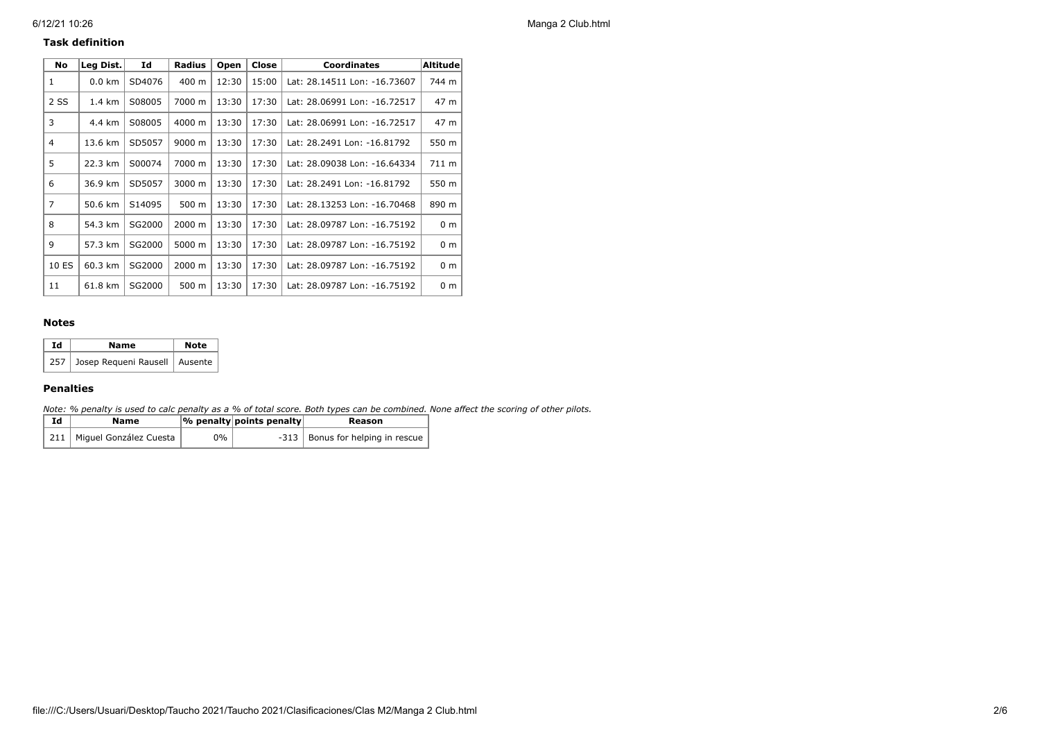### Task definition

| No | Leg Dist. | Id | Radius | Open | Close | Coordinates | Altitude |
|---|---|---|---|---|---|---|---|
| 1 | 0.0 km | SD4076 | 400 m | 12:30 | 15:00 | Lat: 28.14511 Lon: -16.73607 | 744 m |
| 2 SS | 1.4 km | S08005 | 7000 m | 13:30 | 17:30 | Lat: 28.06991 Lon: -16.72517 | 47 m |
| 3 | 4.4 km | S08005 | 4000 m | 13:30 | 17:30 | Lat: 28.06991 Lon: -16.72517 | 47 m |
| 4 | 13.6 km | SD5057 | 9000 m | 13:30 | 17:30 | Lat: 28.2491 Lon: -16.81792 | 550 m |
| 5 | 22.3 km | S00074 | 7000 m | 13:30 | 17:30 | Lat: 28.09038 Lon: -16.64334 | 711 m |
| 6 | 36.9 km | SD5057 | 3000 m | 13:30 | 17:30 | Lat: 28.2491 Lon: -16.81792 | 550 m |
| 7 | 50.6 km | S14095 | 500 m | 13:30 | 17:30 | Lat: 28.13253 Lon: -16.70468 | 890 m |
| 8 | 54.3 km | SG2000 | 2000 m | 13:30 | 17:30 | Lat: 28.09787 Lon: -16.75192 | 0 m |
| 9 | 57.3 km | SG2000 | 5000 m | 13:30 | 17:30 | Lat: 28.09787 Lon: -16.75192 | 0 m |
| 10 ES | 60.3 km | SG2000 | 2000 m | 13:30 | 17:30 | Lat: 28.09787 Lon: -16.75192 | 0 m |
| 11 | 61.8 km | SG2000 | 500 m | 13:30 | 17:30 | Lat: 28.09787 Lon: -16.75192 | 0 m |

### Notes

| Id | Name | Note |
|---|---|---|
| 257 | Josep Requeni Rausell | Ausente |

### Penalties

*Note: % penalty is used to calc penalty as a % of total score. Both types can be combined. None affect the scoring of other pilots.*

| Id | Name | % penalty | points penalty | Reason |
|---|---|---|---|---|
| 211 | Miguel González Cuesta | 0% | -313 | Bonus for helping in rescue |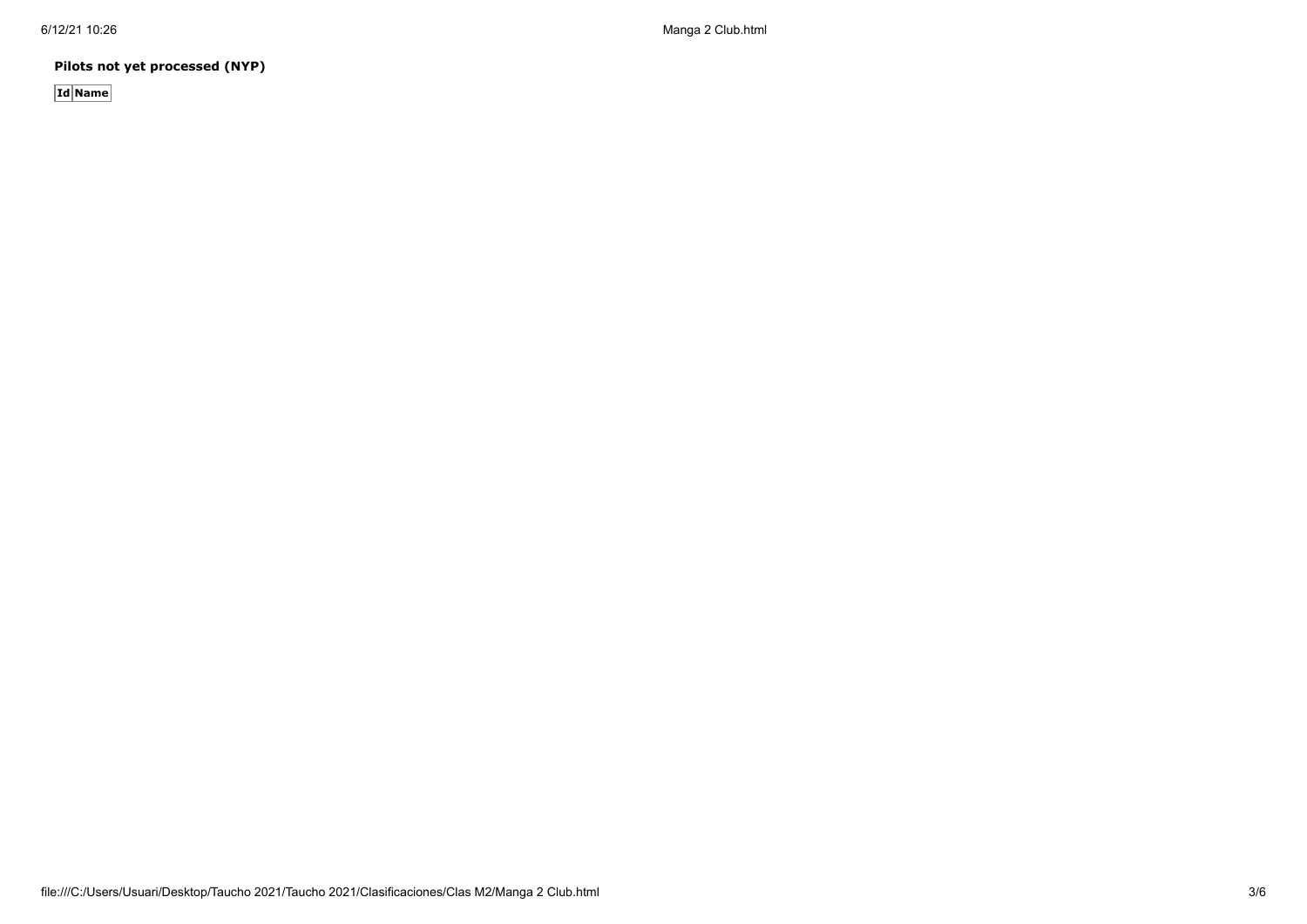**Pilots not yet processed (NYP)**

| Id | Name |
|---|---|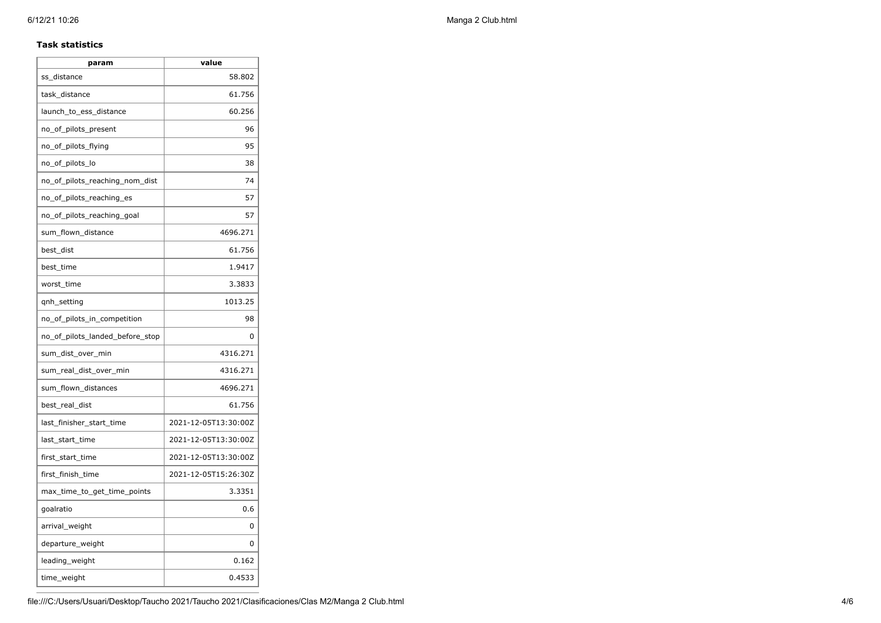**Task statistics**

| param | value |
| --- | --- |
| ss_distance | 58.802 |
| task_distance | 61.756 |
| launch_to_ess_distance | 60.256 |
| no_of_pilots_present | 96 |
| no_of_pilots_flying | 95 |
| no_of_pilots_lo | 38 |
| no_of_pilots_reaching_nom_dist | 74 |
| no_of_pilots_reaching_es | 57 |
| no_of_pilots_reaching_goal | 57 |
| sum_flown_distance | 4696.271 |
| best_dist | 61.756 |
| best_time | 1.9417 |
| worst_time | 3.3833 |
| qnh_setting | 1013.25 |
| no_of_pilots_in_competition | 98 |
| no_of_pilots_landed_before_stop | 0 |
| sum_dist_over_min | 4316.271 |
| sum_real_dist_over_min | 4316.271 |
| sum_flown_distances | 4696.271 |
| best_real_dist | 61.756 |
| last_finisher_start_time | 2021-12-05T13:30:00Z |
| last_start_time | 2021-12-05T13:30:00Z |
| first_start_time | 2021-12-05T13:30:00Z |
| first_finish_time | 2021-12-05T15:26:30Z |
| max_time_to_get_time_points | 3.3351 |
| goalratio | 0.6 |
| arrival_weight | 0 |
| departure_weight | 0 |
| leading_weight | 0.162 |
| time_weight | 0.4533 |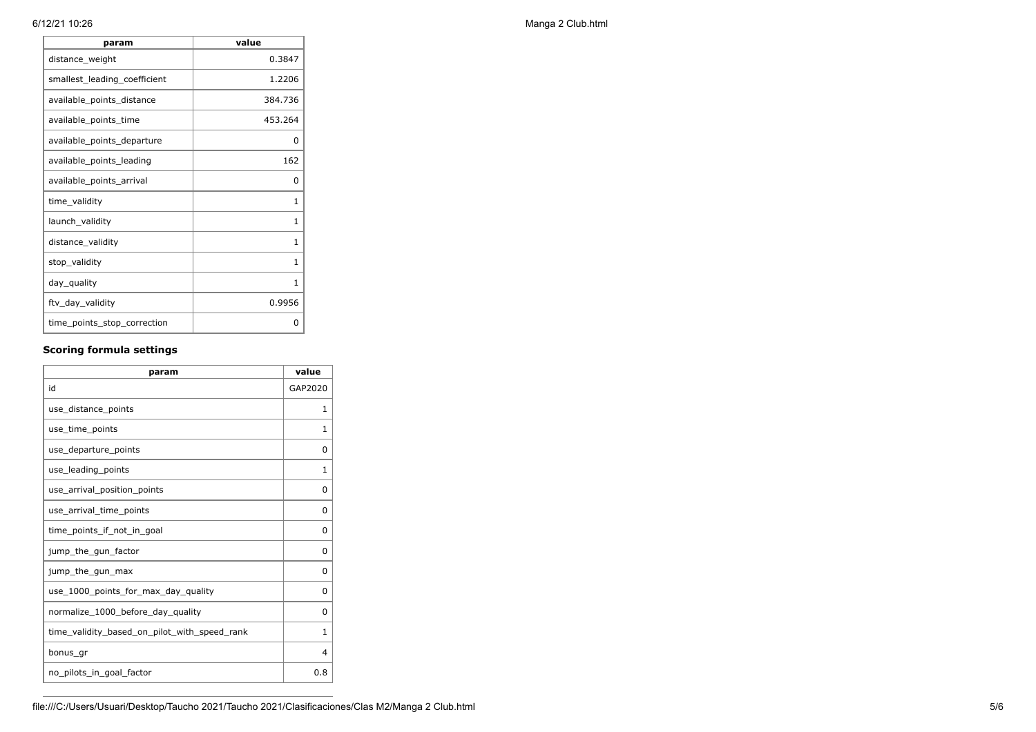| param | value |
| --- | --- |
| distance_weight | 0.3847 |
| smallest_leading_coefficient | 1.2206 |
| available_points_distance | 384.736 |
| available_points_time | 453.264 |
| available_points_departure | 0 |
| available_points_leading | 162 |
| available_points_arrival | 0 |
| time_validity | 1 |
| launch_validity | 1 |
| distance_validity | 1 |
| stop_validity | 1 |
| day_quality | 1 |
| ftv_day_validity | 0.9956 |
| time_points_stop_correction | 0 |

### Scoring formula settings

| param | value |
| --- | --- |
| id | GAP2020 |
| use_distance_points | 1 |
| use_time_points | 1 |
| use_departure_points | 0 |
| use_leading_points | 1 |
| use_arrival_position_points | 0 |
| use_arrival_time_points | 0 |
| time_points_if_not_in_goal | 0 |
| jump_the_gun_factor | 0 |
| jump_the_gun_max | 0 |
| use_1000_points_for_max_day_quality | 0 |
| normalize_1000_before_day_quality | 0 |
| time_validity_based_on_pilot_with_speed_rank | 1 |
| bonus_gr | 4 |
| no_pilots_in_goal_factor | 0.8 |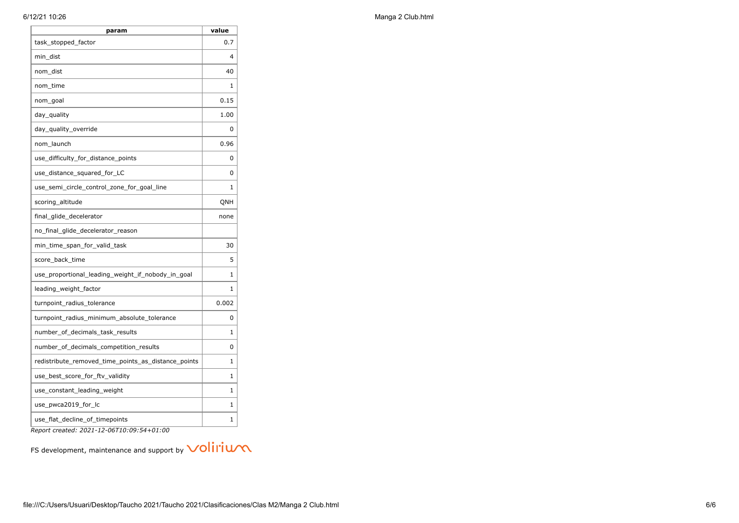| param | value |
|---|---|
| task_stopped_factor | 0.7 |
| min_dist | 4 |
| nom_dist | 40 |
| nom_time | 1 |
| nom_goal | 0.15 |
| day_quality | 1.00 |
| day_quality_override | 0 |
| nom_launch | 0.96 |
| use_difficulty_for_distance_points | 0 |
| use_distance_squared_for_LC | 0 |
| use_semi_circle_control_zone_for_goal_line | 1 |
| scoring_altitude | QNH |
| final_glide_decelerator | none |
| no_final_glide_decelerator_reason | |
| min_time_span_for_valid_task | 30 |
| score_back_time | 5 |
| use_proportional_leading_weight_if_nobody_in_goal | 1 |
| leading_weight_factor | 1 |
| turnpoint_radius_tolerance | 0.002 |
| turnpoint_radius_minimum_absolute_tolerance | 0 |
| number_of_decimals_task_results | 1 |
| number_of_decimals_competition_results | 0 |
| redistribute_removed_time_points_as_distance_points | 1 |
| use_best_score_for_ftv_validity | 1 |
| use_constant_leading_weight | 1 |
| use_pwca2019_for_lc | 1 |
| use_flat_decline_of_timepoints | 1 |

*Report created: 2021-12-06T10:09:54+01:00*

FS development, maintenance and support by volirium